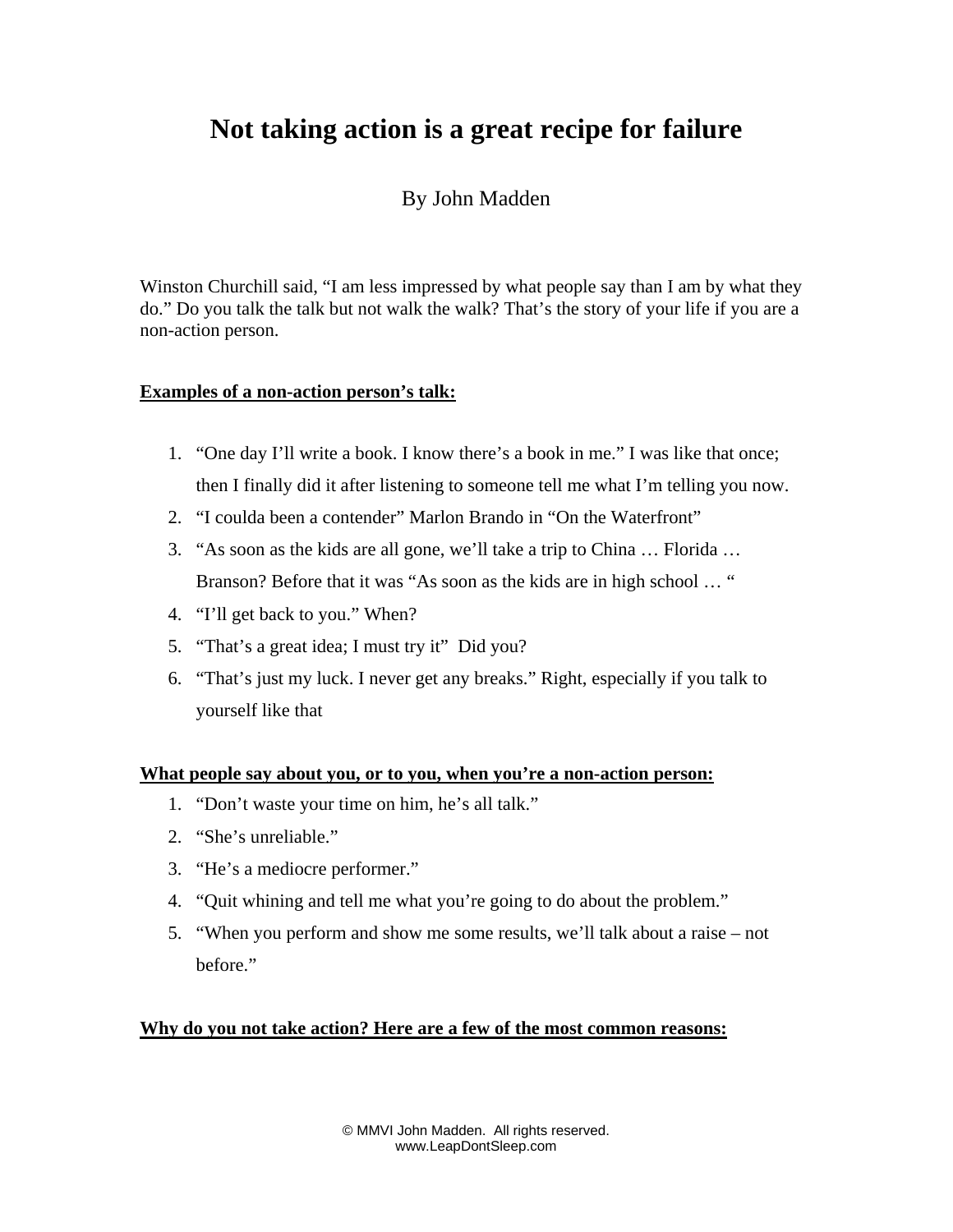# Not taking action is a great recipe for failure

By John Madden

Winston Churchill said, "I am less impressed by what people say than I am by what they do." Do you talk the talk but not walk the walk? That's the story of your life if you are a non-action person.

**Examples of a non-action person's talk:**

1. "One day I'll write a book. I know there's a book in me." I was like that once; then I finally did it after listening to someone tell me what I'm telling you now.
2. "I coulda been a contender" Marlon Brando in "On the Waterfront"
3. "As soon as the kids are all gone, we'll take a trip to China … Florida … Branson? Before that it was "As soon as the kids are in high school … "
4. "I'll get back to you." When?
5. "That's a great idea; I must try it" Did you?
6. "That's just my luck. I never get any breaks." Right, especially if you talk to yourself like that

**What people say about you, or to you, when you're a non-action person:**

1. "Don't waste your time on him, he's all talk."
2. "She's unreliable."
3. "He's a mediocre performer."
4. "Quit whining and tell me what you're going to do about the problem."
5. "When you perform and show me some results, we'll talk about a raise – not before."

**Why do you not take action? Here are a few of the most common reasons:**

© MMVI John Madden. All rights reserved.
www.LeapDontSleep.com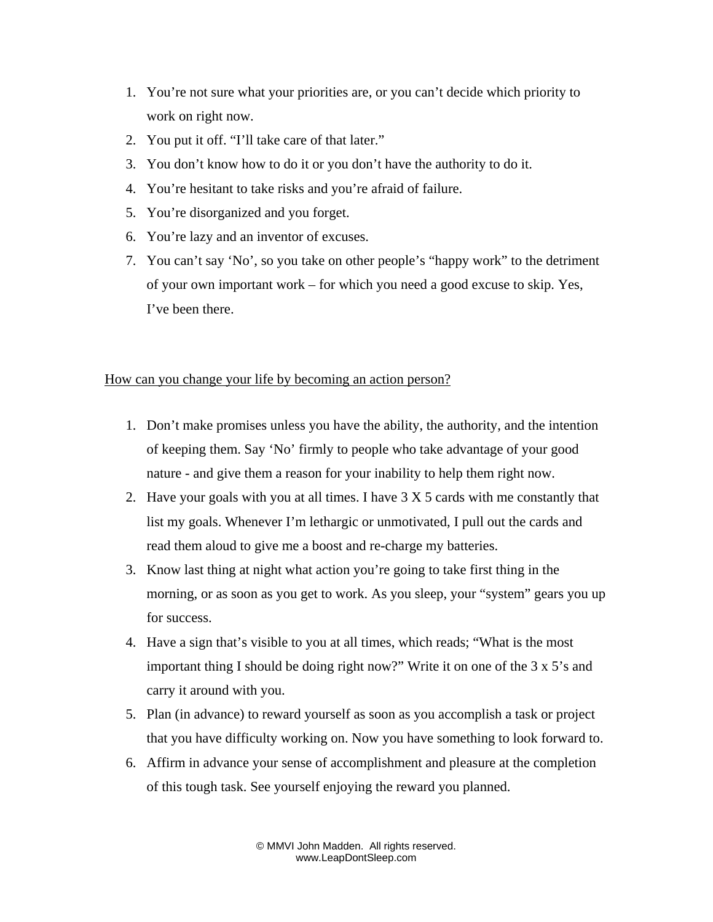1. You’re not sure what your priorities are, or you can’t decide which priority to work on right now.
2. You put it off. “I’ll take care of that later.”
3. You don’t know how to do it or you don’t have the authority to do it.
4. You’re hesitant to take risks and you’re afraid of failure.
5. You’re disorganized and you forget.
6. You’re lazy and an inventor of excuses.
7. You can’t say ‘No’, so you take on other people’s “happy work” to the detriment of your own important work – for which you need a good excuse to skip. Yes, I’ve been there.

<u>How can you change your life by becoming an action person?</u>

1. Don’t make promises unless you have the ability, the authority, and the intention of keeping them. Say ‘No’ firmly to people who take advantage of your good nature - and give them a reason for your inability to help them right now.
2. Have your goals with you at all times. I have 3 X 5 cards with me constantly that list my goals. Whenever I’m lethargic or unmotivated, I pull out the cards and read them aloud to give me a boost and re-charge my batteries.
3. Know last thing at night what action you’re going to take first thing in the morning, or as soon as you get to work. As you sleep, your “system” gears you up for success.
4. Have a sign that’s visible to you at all times, which reads; “What is the most important thing I should be doing right now?” Write it on one of the 3 x 5’s and carry it around with you.
5. Plan (in advance) to reward yourself as soon as you accomplish a task or project that you have difficulty working on. Now you have something to look forward to.
6. Affirm in advance your sense of accomplishment and pleasure at the completion of this tough task. See yourself enjoying the reward you planned.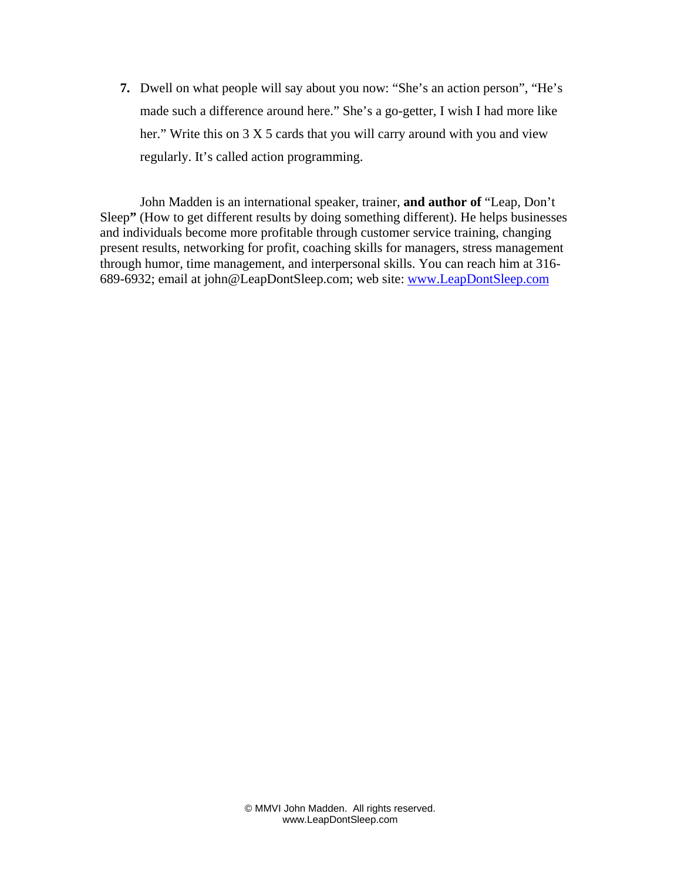7. Dwell on what people will say about you now: "She's an action person", "He's made such a difference around here." She's a go-getter, I wish I had more like her." Write this on 3 X 5 cards that you will carry around with you and view regularly. It's called action programming.

John Madden is an international speaker, trainer, **and author of** "Leap, Don't Sleep**"** (How to get different results by doing something different). He helps businesses and individuals become more profitable through customer service training, changing present results, networking for profit, coaching skills for managers, stress management through humor, time management, and interpersonal skills. You can reach him at 316-689-6932; email at john@LeapDontSleep.com; web site: www.LeapDontSleep.com

© MMVI John Madden. All rights reserved.
www.LeapDontSleep.com